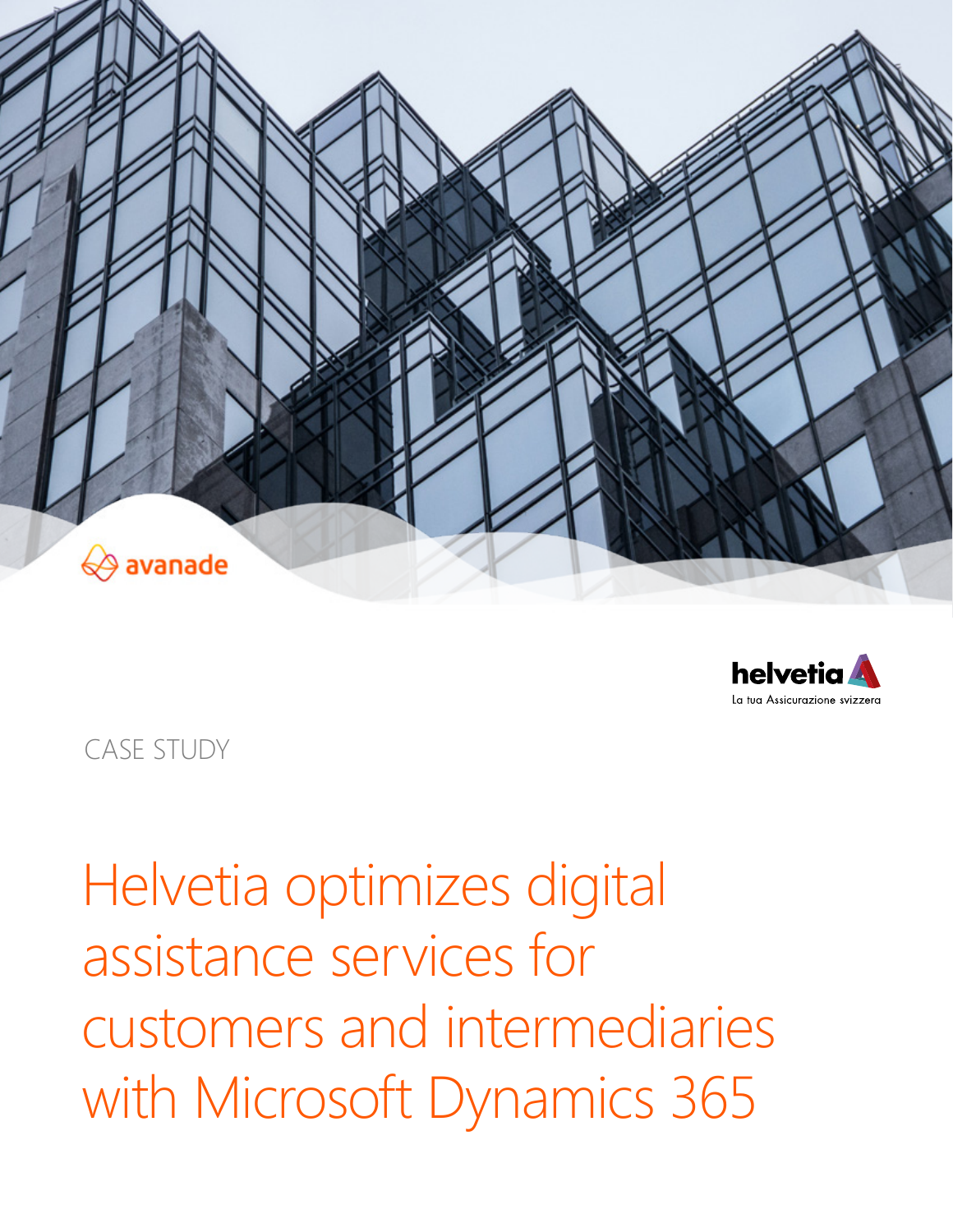avanade

helvetia

La tua Assicurazione svizzera

CASE STUDY

# Helvetia optimizes digital assistance services for customers and intermediaries with Microsoft Dynamics 365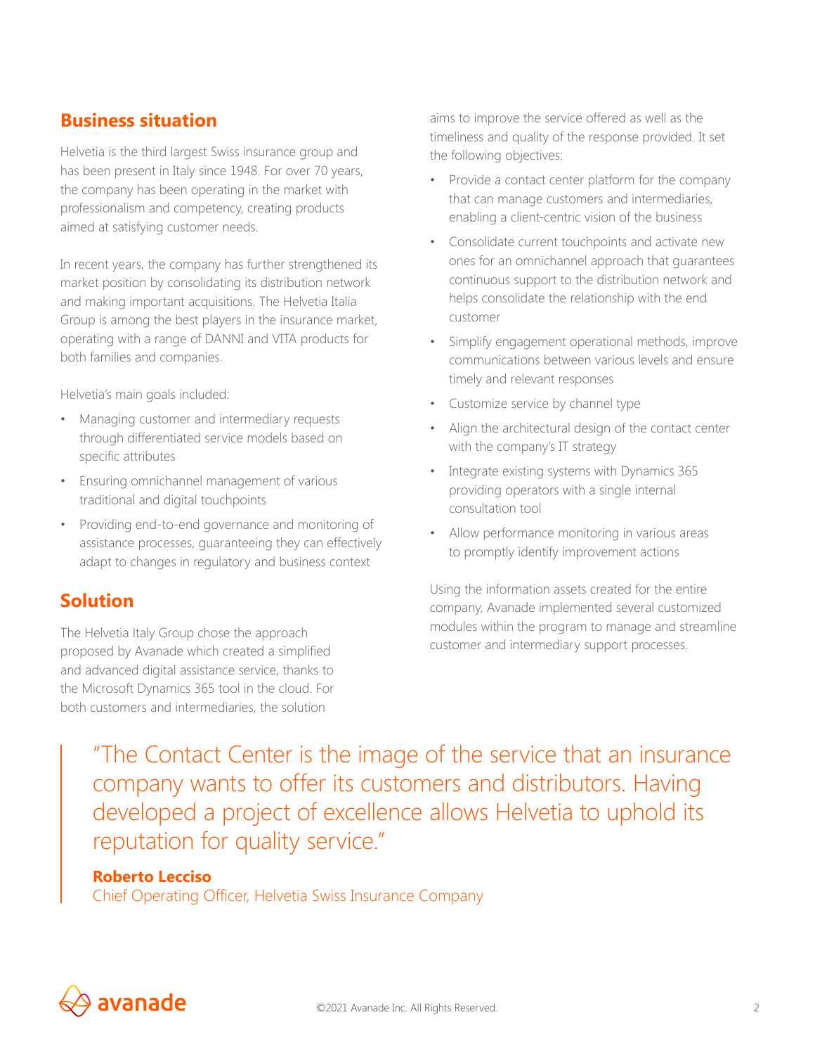## Business situation

Helvetia is the third largest Swiss insurance group and has been present in Italy since 1948. For over 70 years, the company has been operating in the market with professionalism and competency, creating products aimed at satisfying customer needs.

In recent years, the company has further strengthened its market position by consolidating its distribution network and making important acquisitions. The Helvetia Italia Group is among the best players in the insurance market, operating with a range of DANNI and VITA products for both families and companies.

Helvetia's main goals included:

- Managing customer and intermediary requests through differentiated service models based on specific attributes
- Ensuring omnichannel management of various traditional and digital touchpoints
- Providing end-to-end governance and monitoring of assistance processes, guaranteeing they can effectively adapt to changes in regulatory and business context

## Solution

The Helvetia Italy Group chose the approach proposed by Avanade which created a simplified and advanced digital assistance service, thanks to the Microsoft Dynamics 365 tool in the cloud. For both customers and intermediaries, the solution aims to improve the service offered as well as the timeliness and quality of the response provided. It set the following objectives:

- Provide a contact center platform for the company that can manage customers and intermediaries, enabling a client-centric vision of the business
- Consolidate current touchpoints and activate new ones for an omnichannel approach that guarantees continuous support to the distribution network and helps consolidate the relationship with the end customer
- Simplify engagement operational methods, improve communications between various levels and ensure timely and relevant responses
- Customize service by channel type
- Align the architectural design of the contact center with the company's IT strategy
- Integrate existing systems with Dynamics 365 providing operators with a single internal consultation tool
- Allow performance monitoring in various areas to promptly identify improvement actions

Using the information assets created for the entire company, Avanade implemented several customized modules within the program to manage and streamline customer and intermediary support processes.

> "The Contact Center is the image of the service that an insurance company wants to offer its customers and distributors. Having developed a project of excellence allows Helvetia to uphold its reputation for quality service."
>
> **Roberto Lecciso**
> Chief Operating Officer, Helvetia Swiss Insurance Company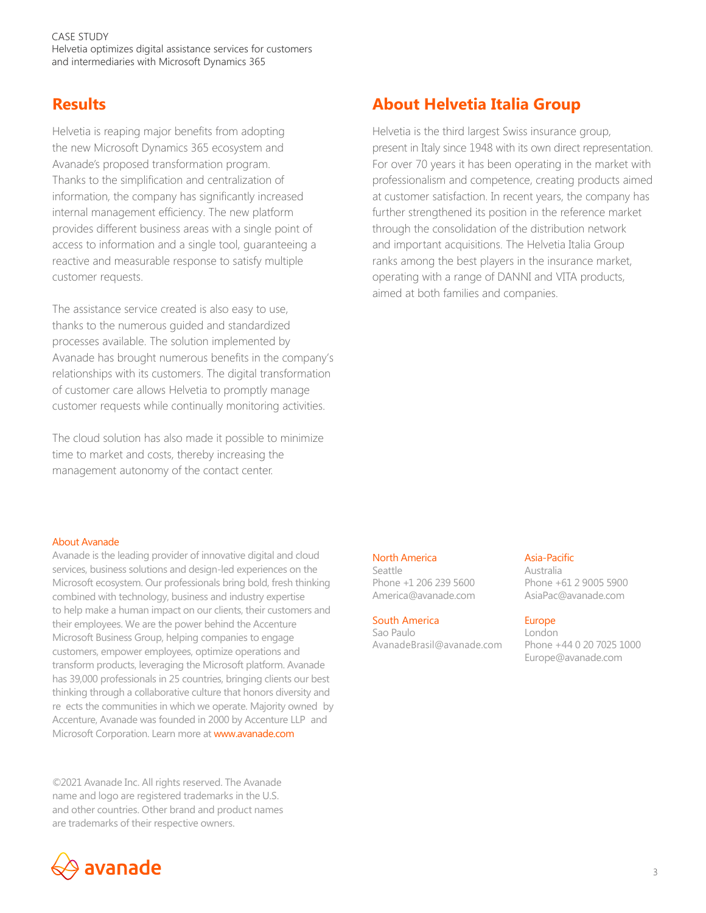## Results

Helvetia is reaping major benefits from adopting the new Microsoft Dynamics 365 ecosystem and Avanade's proposed transformation program. Thanks to the simplification and centralization of information, the company has significantly increased internal management efficiency. The new platform provides different business areas with a single point of access to information and a single tool, guaranteeing a reactive and measurable response to satisfy multiple customer requests.

The assistance service created is also easy to use, thanks to the numerous guided and standardized processes available. The solution implemented by Avanade has brought numerous benefits in the company's relationships with its customers. The digital transformation of customer care allows Helvetia to promptly manage customer requests while continually monitoring activities.

The cloud solution has also made it possible to minimize time to market and costs, thereby increasing the management autonomy of the contact center.

## About Helvetia Italia Group

Helvetia is the third largest Swiss insurance group, present in Italy since 1948 with its own direct representation. For over 70 years it has been operating in the market with professionalism and competence, creating products aimed at customer satisfaction. In recent years, the company has further strengthened its position in the reference market through the consolidation of the distribution network and important acquisitions. The Helvetia Italia Group ranks among the best players in the insurance market, operating with a range of DANNI and VITA products, aimed at both families and companies.

### About Avanade

Avanade is the leading provider of innovative digital and cloud services, business solutions and design-led experiences on the Microsoft ecosystem. Our professionals bring bold, fresh thinking combined with technology, business and industry expertise to help make a human impact on our clients, their customers and their employees. We are the power behind the Accenture Microsoft Business Group, helping companies to engage customers, empower employees, optimize operations and transform products, leveraging the Microsoft platform. Avanade has 39,000 professionals in 25 countries, bringing clients our best thinking through a collaborative culture that honors diversity and re ects the communities in which we operate. Majority owned by Accenture, Avanade was founded in 2000 by Accenture LLP and Microsoft Corporation. Learn more at www.avanade.com

©2021 Avanade Inc. All rights reserved. The Avanade name and logo are registered trademarks in the U.S. and other countries. Other brand and product names are trademarks of their respective owners.

**North America**
Seattle
Phone +1 206 239 5600
America@avanade.com

**South America**
Sao Paulo
AvanadeBrasil@avanade.com

**Asia-Pacific**
Australia
Phone +61 2 9005 5900
AsiaPac@avanade.com

**Europe**
London
Phone +44 0 20 7025 1000
Europe@avanade.com

avanade